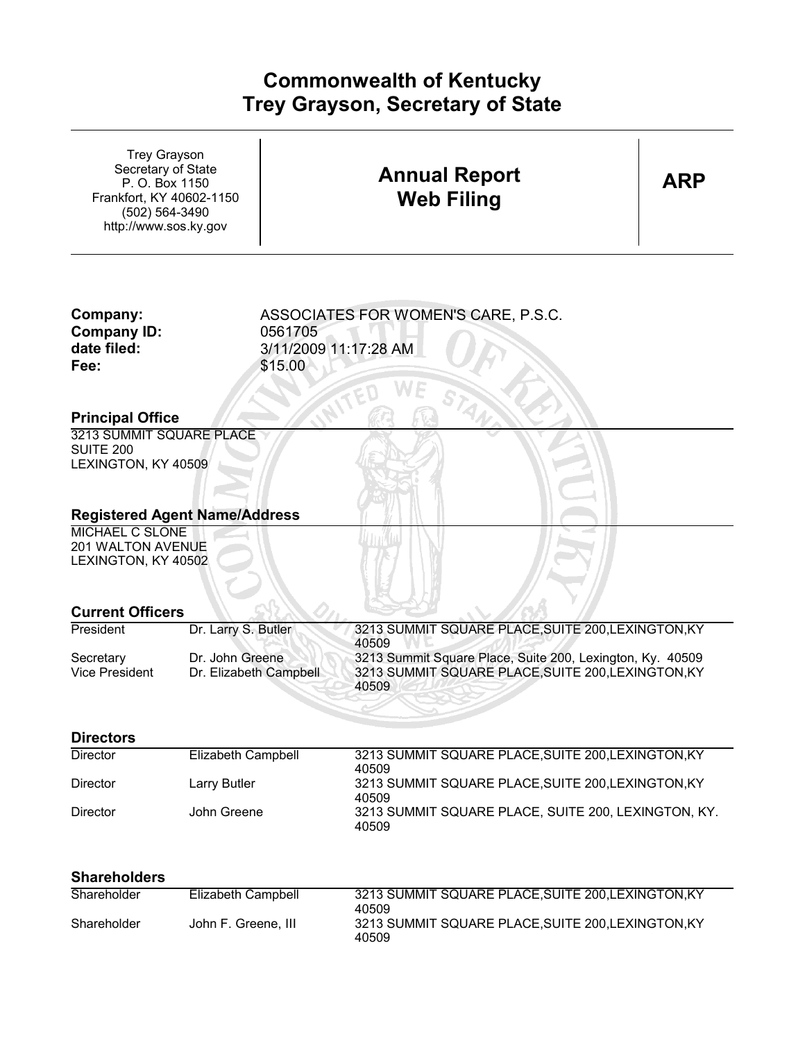# Commonwealth of Kentucky
# Trey Grayson, Secretary of State

Trey Grayson
Secretary of State
P. O. Box 1150
Frankfort, KY 40602-1150
(502) 564-3490
http://www.sos.ky.gov

## Annual Report Web Filing

**ARP**

| | |
|---|---|
| **Company:** | ASSOCIATES FOR WOMEN'S CARE, P.S.C. |
| **Company ID:** | 0561705 |
| **date filed:** | 3/11/2009 11:17:28 AM |
| **Fee:** | $15.00 |

### Principal Office

3213 SUMMIT SQUARE PLACE
SUITE 200
LEXINGTON, KY 40509

### Registered Agent Name/Address

MICHAEL C SLONE
201 WALTON AVENUE
LEXINGTON, KY 40502

### Current Officers

| | | |
|---|---|---|
| President | Dr. Larry S. Butler | 3213 SUMMIT SQUARE PLACE,SUITE 200,LEXINGTON,KY 40509 |
| Secretary | Dr. John Greene | 3213 Summit Square Place, Suite 200, Lexington, Ky. 40509 |
| Vice President | Dr. Elizabeth Campbell | 3213 SUMMIT SQUARE PLACE,SUITE 200,LEXINGTON,KY 40509 |

### Directors

| | | |
|---|---|---|
| Director | Elizabeth Campbell | 3213 SUMMIT SQUARE PLACE,SUITE 200,LEXINGTON,KY 40509 |
| Director | Larry Butler | 3213 SUMMIT SQUARE PLACE,SUITE 200,LEXINGTON,KY 40509 |
| Director | John Greene | 3213 SUMMIT SQUARE PLACE, SUITE 200, LEXINGTON, KY. 40509 |

### Shareholders

| | | |
|---|---|---|
| Shareholder | Elizabeth Campbell | 3213 SUMMIT SQUARE PLACE,SUITE 200,LEXINGTON,KY 40509 |
| Shareholder | John F. Greene, III | 3213 SUMMIT SQUARE PLACE,SUITE 200,LEXINGTON,KY 40509 |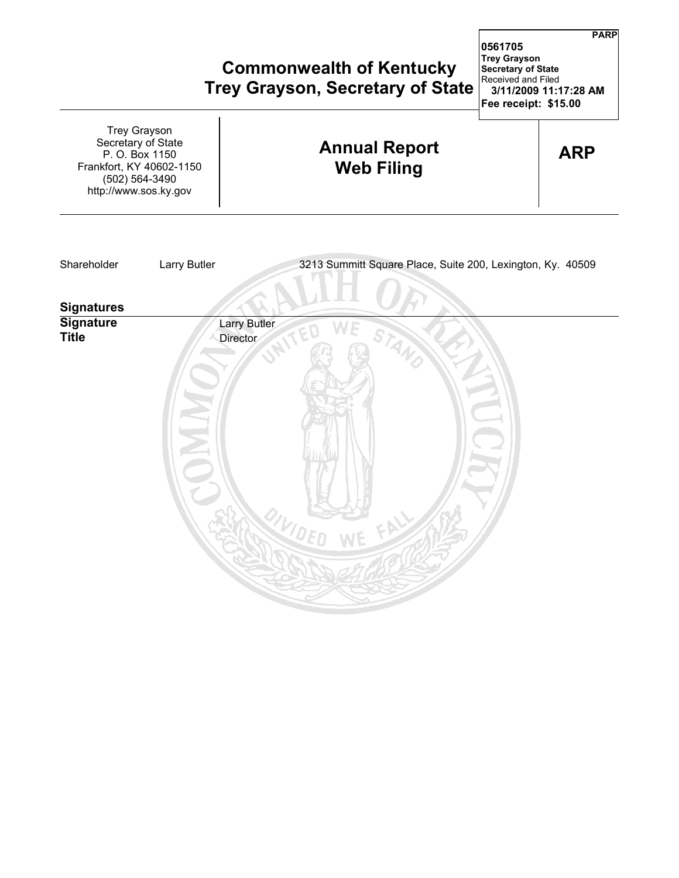# Commonwealth of Kentucky
# Trey Grayson, Secretary of State

**PARP**
**0561705**
**Trey Grayson**
**Secretary of State**
Received and Filed
**3/11/2009 11:17:28 AM**
**Fee receipt: $15.00**

Trey Grayson
Secretary of State
P. O. Box 1150
Frankfort, KY 40602-1150
(502) 564-3490
http://www.sos.ky.gov

## Annual Report
## Web Filing

**ARP**

| | | |
|---|---|---|
| Shareholder | Larry Butler | 3213 Summitt Square Place, Suite 200, Lexington, Ky. 40509 |

**Signatures**

| | |
|---|---|
| **Signature** | Larry Butler |
| **Title** | Director |